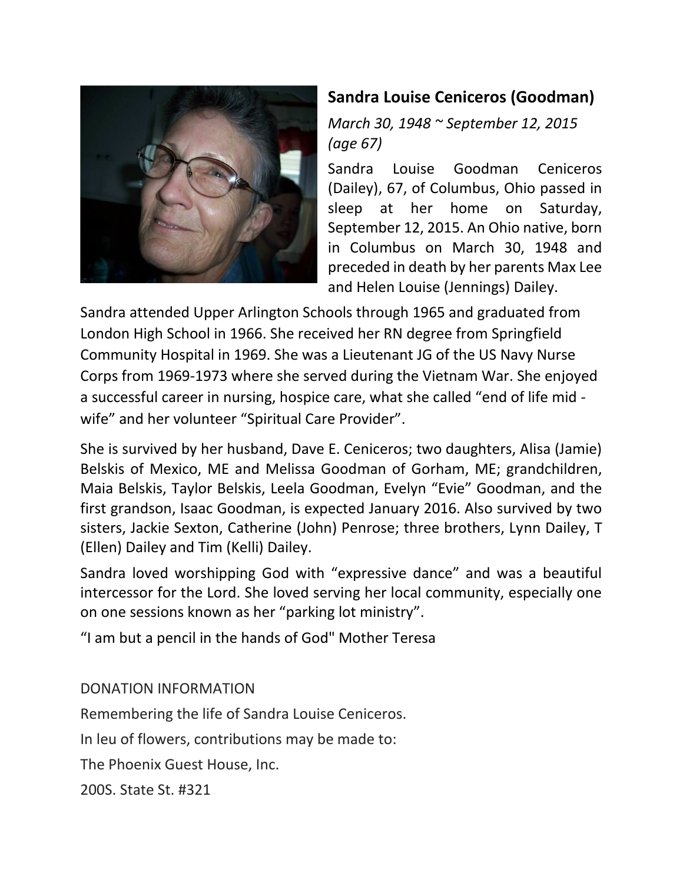## **Sandra Louise Ceniceros (Goodman)**

*March 30, 1948 ~ September 12, 2015 (age 67)*

Sandra Louise Goodman Ceniceros (Dailey), 67, of Columbus, Ohio passed in sleep at her home on Saturday, September 12, 2015. An Ohio native, born in Columbus on March 30, 1948 and preceded in death by her parents Max Lee and Helen Louise (Jennings) Dailey.

Sandra attended Upper Arlington Schools through 1965 and graduated from London High School in 1966. She received her RN degree from Springfield Community Hospital in 1969. She was a Lieutenant JG of the US Navy Nurse Corps from 1969-1973 where she served during the Vietnam War. She enjoyed a successful career in nursing, hospice care, what she called “end of life mid - wife” and her volunteer “Spiritual Care Provider”.

She is survived by her husband, Dave E. Ceniceros; two daughters, Alisa (Jamie) Belskis of Mexico, ME and Melissa Goodman of Gorham, ME; grandchildren, Maia Belskis, Taylor Belskis, Leela Goodman, Evelyn “Evie” Goodman, and the first grandson, Isaac Goodman, is expected January 2016. Also survived by two sisters, Jackie Sexton, Catherine (John) Penrose; three brothers, Lynn Dailey, T (Ellen) Dailey and Tim (Kelli) Dailey.

Sandra loved worshipping God with “expressive dance” and was a beautiful intercessor for the Lord. She loved serving her local community, especially one on one sessions known as her “parking lot ministry”.

“I am but a pencil in the hands of God" Mother Teresa

DONATION INFORMATION

Remembering the life of Sandra Louise Ceniceros.

In leu of flowers, contributions may be made to:

The Phoenix Guest House, Inc.

200S. State St. #321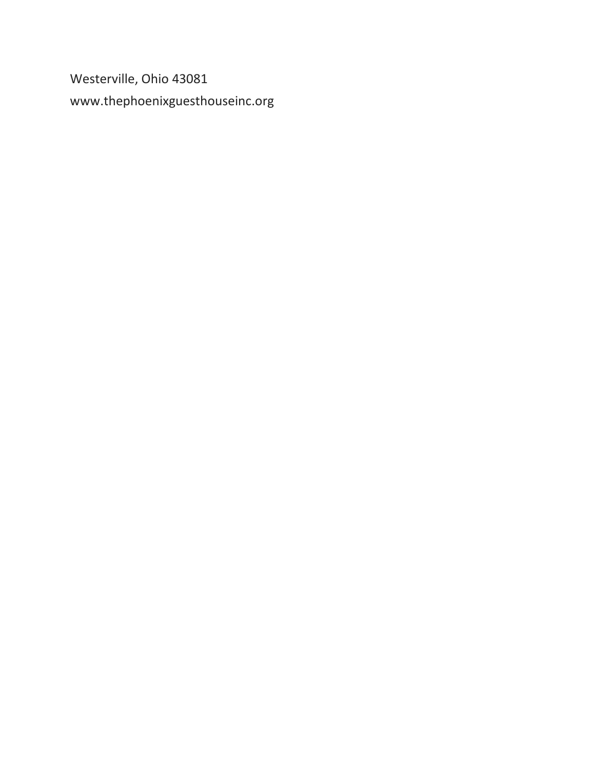Westerville, Ohio 43081

www.thephoenixguesthouseinc.org